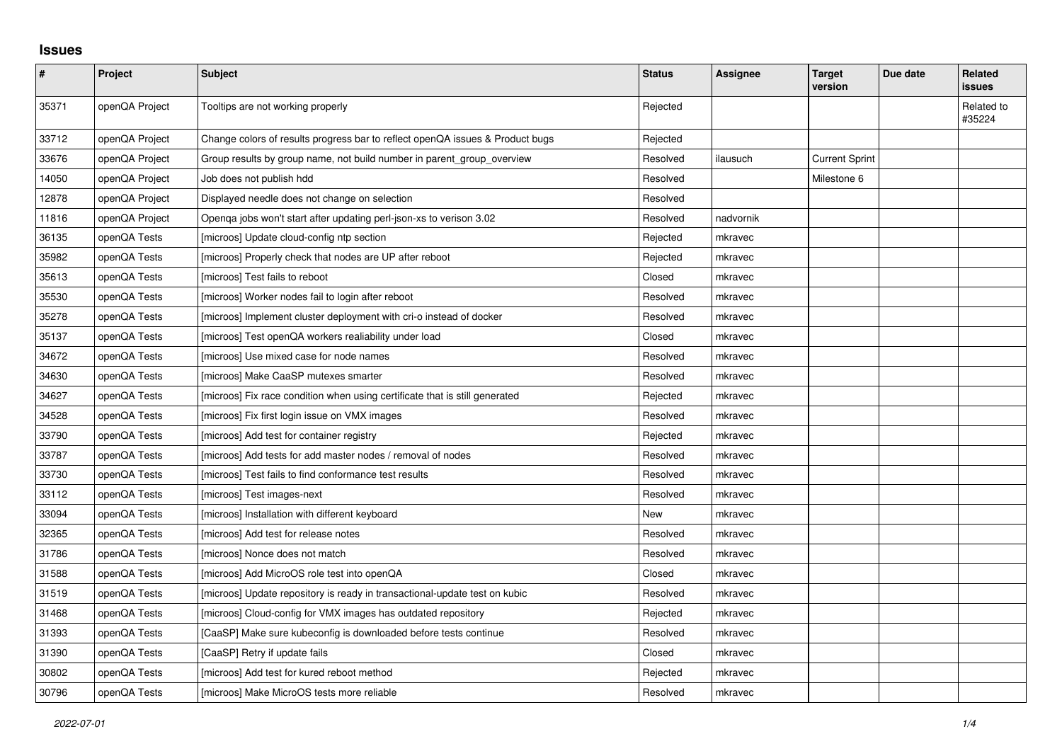# Issues

| # | Project | Subject | Status | Assignee | Target version | Due date | Related issues |
|---|---|---|---|---|---|---|---|
| 35371 | openQA Project | Tooltips are not working properly | Rejected | | | | Related to #35224 |
| 33712 | openQA Project | Change colors of results progress bar to reflect openQA issues & Product bugs | Rejected | | | | |
| 33676 | openQA Project | Group results by group name, not build number in parent_group_overview | Resolved | ilausuch | Current Sprint | | |
| 14050 | openQA Project | Job does not publish hdd | Resolved | | Milestone 6 | | |
| 12878 | openQA Project | Displayed needle does not change on selection | Resolved | | | | |
| 11816 | openQA Project | Openqa jobs won't start after updating perl-json-xs to verison 3.02 | Resolved | nadvornik | | | |
| 36135 | openQA Tests | [microos] Update cloud-config ntp section | Rejected | mkravec | | | |
| 35982 | openQA Tests | [microos] Properly check that nodes are UP after reboot | Rejected | mkravec | | | |
| 35613 | openQA Tests | [microos] Test fails to reboot | Closed | mkravec | | | |
| 35530 | openQA Tests | [microos] Worker nodes fail to login after reboot | Resolved | mkravec | | | |
| 35278 | openQA Tests | [microos] Implement cluster deployment with cri-o instead of docker | Resolved | mkravec | | | |
| 35137 | openQA Tests | [microos] Test openQA workers realiability under load | Closed | mkravec | | | |
| 34672 | openQA Tests | [microos] Use mixed case for node names | Resolved | mkravec | | | |
| 34630 | openQA Tests | [microos] Make CaaSP mutexes smarter | Resolved | mkravec | | | |
| 34627 | openQA Tests | [microos] Fix race condition when using certificate that is still generated | Rejected | mkravec | | | |
| 34528 | openQA Tests | [microos] Fix first login issue on VMX images | Resolved | mkravec | | | |
| 33790 | openQA Tests | [microos] Add test for container registry | Rejected | mkravec | | | |
| 33787 | openQA Tests | [microos] Add tests for add master nodes / removal of nodes | Resolved | mkravec | | | |
| 33730 | openQA Tests | [microos] Test fails to find conformance test results | Resolved | mkravec | | | |
| 33112 | openQA Tests | [microos] Test images-next | Resolved | mkravec | | | |
| 33094 | openQA Tests | [microos] Installation with different keyboard | New | mkravec | | | |
| 32365 | openQA Tests | [microos] Add test for release notes | Resolved | mkravec | | | |
| 31786 | openQA Tests | [microos] Nonce does not match | Resolved | mkravec | | | |
| 31588 | openQA Tests | [microos] Add MicroOS role test into openQA | Closed | mkravec | | | |
| 31519 | openQA Tests | [microos] Update repository is ready in transactional-update test on kubic | Resolved | mkravec | | | |
| 31468 | openQA Tests | [microos] Cloud-config for VMX images has outdated repository | Rejected | mkravec | | | |
| 31393 | openQA Tests | [CaaSP] Make sure kubeconfig is downloaded before tests continue | Resolved | mkravec | | | |
| 31390 | openQA Tests | [CaaSP] Retry if update fails | Closed | mkravec | | | |
| 30802 | openQA Tests | [microos] Add test for kured reboot method | Rejected | mkravec | | | |
| 30796 | openQA Tests | [microos] Make MicroOS tests more reliable | Resolved | mkravec | | | |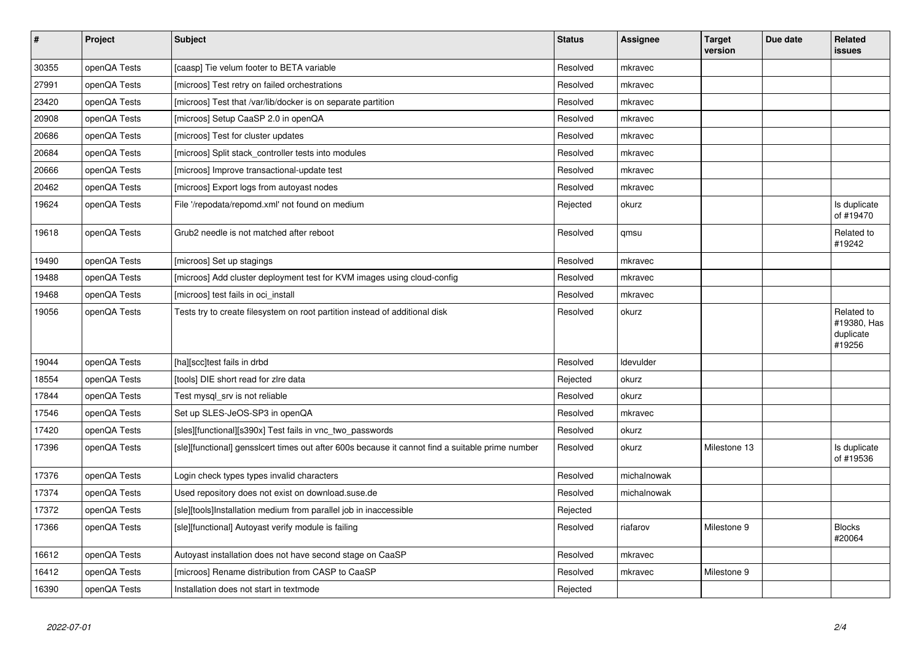| # | Project | Subject | Status | Assignee | Target version | Due date | Related issues |
|---|---|---|---|---|---|---|---|
| 30355 | openQA Tests | [caasp] Tie velum footer to BETA variable | Resolved | mkravec | | | |
| 27991 | openQA Tests | [microos] Test retry on failed orchestrations | Resolved | mkravec | | | |
| 23420 | openQA Tests | [microos] Test that /var/lib/docker is on separate partition | Resolved | mkravec | | | |
| 20908 | openQA Tests | [microos] Setup CaaSP 2.0 in openQA | Resolved | mkravec | | | |
| 20686 | openQA Tests | [microos] Test for cluster updates | Resolved | mkravec | | | |
| 20684 | openQA Tests | [microos] Split stack_controller tests into modules | Resolved | mkravec | | | |
| 20666 | openQA Tests | [microos] Improve transactional-update test | Resolved | mkravec | | | |
| 20462 | openQA Tests | [microos] Export logs from autoyast nodes | Resolved | mkravec | | | |
| 19624 | openQA Tests | File '/repodata/repomd.xml' not found on medium | Rejected | okurz | | | Is duplicate of #19470 |
| 19618 | openQA Tests | Grub2 needle is not matched after reboot | Resolved | qmsu | | | Related to #19242 |
| 19490 | openQA Tests | [microos] Set up stagings | Resolved | mkravec | | | |
| 19488 | openQA Tests | [microos] Add cluster deployment test for KVM images using cloud-config | Resolved | mkravec | | | |
| 19468 | openQA Tests | [microos] test fails in oci_install | Resolved | mkravec | | | |
| 19056 | openQA Tests | Tests try to create filesystem on root partition instead of additional disk | Resolved | okurz | | | Related to #19380, Has duplicate #19256 |
| 19044 | openQA Tests | [ha][scc]test fails in drbd | Resolved | ldevulder | | | |
| 18554 | openQA Tests | [tools] DIE short read for zlre data | Rejected | okurz | | | |
| 17844 | openQA Tests | Test mysql_srv is not reliable | Resolved | okurz | | | |
| 17546 | openQA Tests | Set up SLES-JeOS-SP3 in openQA | Resolved | mkravec | | | |
| 17420 | openQA Tests | [sles][functional][s390x] Test fails in vnc_two_passwords | Resolved | okurz | | | |
| 17396 | openQA Tests | [sle][functional] gensslcert times out after 600s because it cannot find a suitable prime number | Resolved | okurz | Milestone 13 | | Is duplicate of #19536 |
| 17376 | openQA Tests | Login check types types invalid characters | Resolved | michalnowak | | | |
| 17374 | openQA Tests | Used repository does not exist on download.suse.de | Resolved | michalnowak | | | |
| 17372 | openQA Tests | [sle][tools]Installation medium from parallel job in inaccessible | Rejected | | | | |
| 17366 | openQA Tests | [sle][functional] Autoyast verify module is failing | Resolved | riafarov | Milestone 9 | | Blocks #20064 |
| 16612 | openQA Tests | Autoyast installation does not have second stage on CaaSP | Resolved | mkravec | | | |
| 16412 | openQA Tests | [microos] Rename distribution from CASP to CaaSP | Resolved | mkravec | Milestone 9 | | |
| 16390 | openQA Tests | Installation does not start in textmode | Rejected | | | | |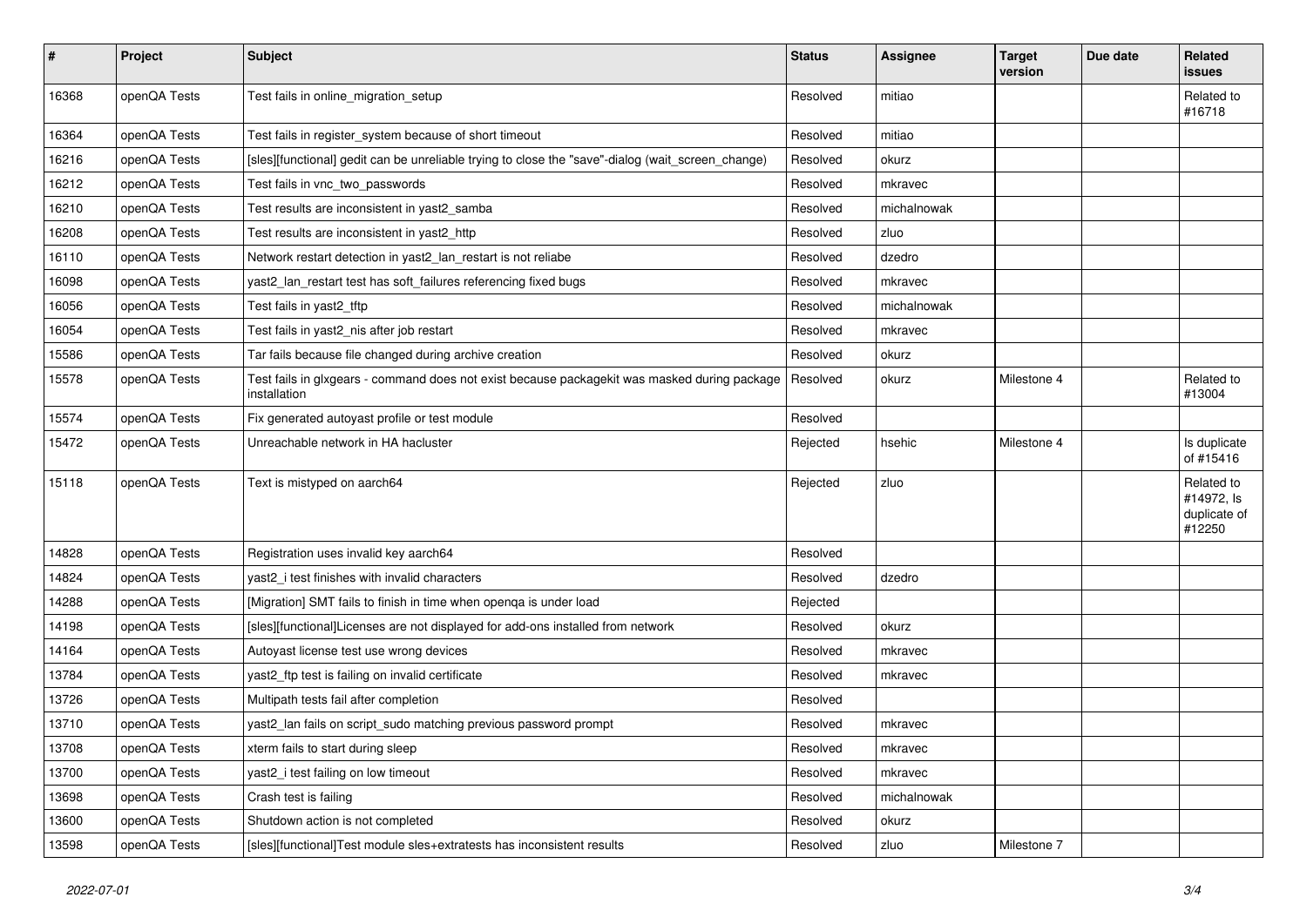| # | Project | Subject | Status | Assignee | Target version | Due date | Related issues |
|---|---|---|---|---|---|---|---|
| 16368 | openQA Tests | Test fails in online_migration_setup | Resolved | mitiao | | | Related to #16718 |
| 16364 | openQA Tests | Test fails in register_system because of short timeout | Resolved | mitiao | | | |
| 16216 | openQA Tests | [sles][functional] gedit can be unreliable trying to close the "save"-dialog (wait_screen_change) | Resolved | okurz | | | |
| 16212 | openQA Tests | Test fails in vnc_two_passwords | Resolved | mkravec | | | |
| 16210 | openQA Tests | Test results are inconsistent in yast2_samba | Resolved | michalnowak | | | |
| 16208 | openQA Tests | Test results are inconsistent in yast2_http | Resolved | zluo | | | |
| 16110 | openQA Tests | Network restart detection in yast2_lan_restart is not reliabe | Resolved | dzedro | | | |
| 16098 | openQA Tests | yast2_lan_restart test has soft_failures referencing fixed bugs | Resolved | mkravec | | | |
| 16056 | openQA Tests | Test fails in yast2_tftp | Resolved | michalnowak | | | |
| 16054 | openQA Tests | Test fails in yast2_nis after job restart | Resolved | mkravec | | | |
| 15586 | openQA Tests | Tar fails because file changed during archive creation | Resolved | okurz | | | |
| 15578 | openQA Tests | Test fails in glxgears - command does not exist because packagekit was masked during package installation | Resolved | okurz | Milestone 4 | | Related to #13004 |
| 15574 | openQA Tests | Fix generated autoyast profile or test module | Resolved | | | | |
| 15472 | openQA Tests | Unreachable network in HA hacluster | Rejected | hsehic | Milestone 4 | | Is duplicate of #15416 |
| 15118 | openQA Tests | Text is mistyped on aarch64 | Rejected | zluo | | | Related to #14972, Is duplicate of #12250 |
| 14828 | openQA Tests | Registration uses invalid key aarch64 | Resolved | | | | |
| 14824 | openQA Tests | yast2_i test finishes with invalid characters | Resolved | dzedro | | | |
| 14288 | openQA Tests | [Migration] SMT fails to finish in time when openqa is under load | Rejected | | | | |
| 14198 | openQA Tests | [sles][functional]Licenses are not displayed for add-ons installed from network | Resolved | okurz | | | |
| 14164 | openQA Tests | Autoyast license test use wrong devices | Resolved | mkravec | | | |
| 13784 | openQA Tests | yast2_ftp test is failing on invalid certificate | Resolved | mkravec | | | |
| 13726 | openQA Tests | Multipath tests fail after completion | Resolved | | | | |
| 13710 | openQA Tests | yast2_lan fails on script_sudo matching previous password prompt | Resolved | mkravec | | | |
| 13708 | openQA Tests | xterm fails to start during sleep | Resolved | mkravec | | | |
| 13700 | openQA Tests | yast2_i test failing on low timeout | Resolved | mkravec | | | |
| 13698 | openQA Tests | Crash test is failing | Resolved | michalnowak | | | |
| 13600 | openQA Tests | Shutdown action is not completed | Resolved | okurz | | | |
| 13598 | openQA Tests | [sles][functional]Test module sles+extratests has inconsistent results | Resolved | zluo | Milestone 7 | | |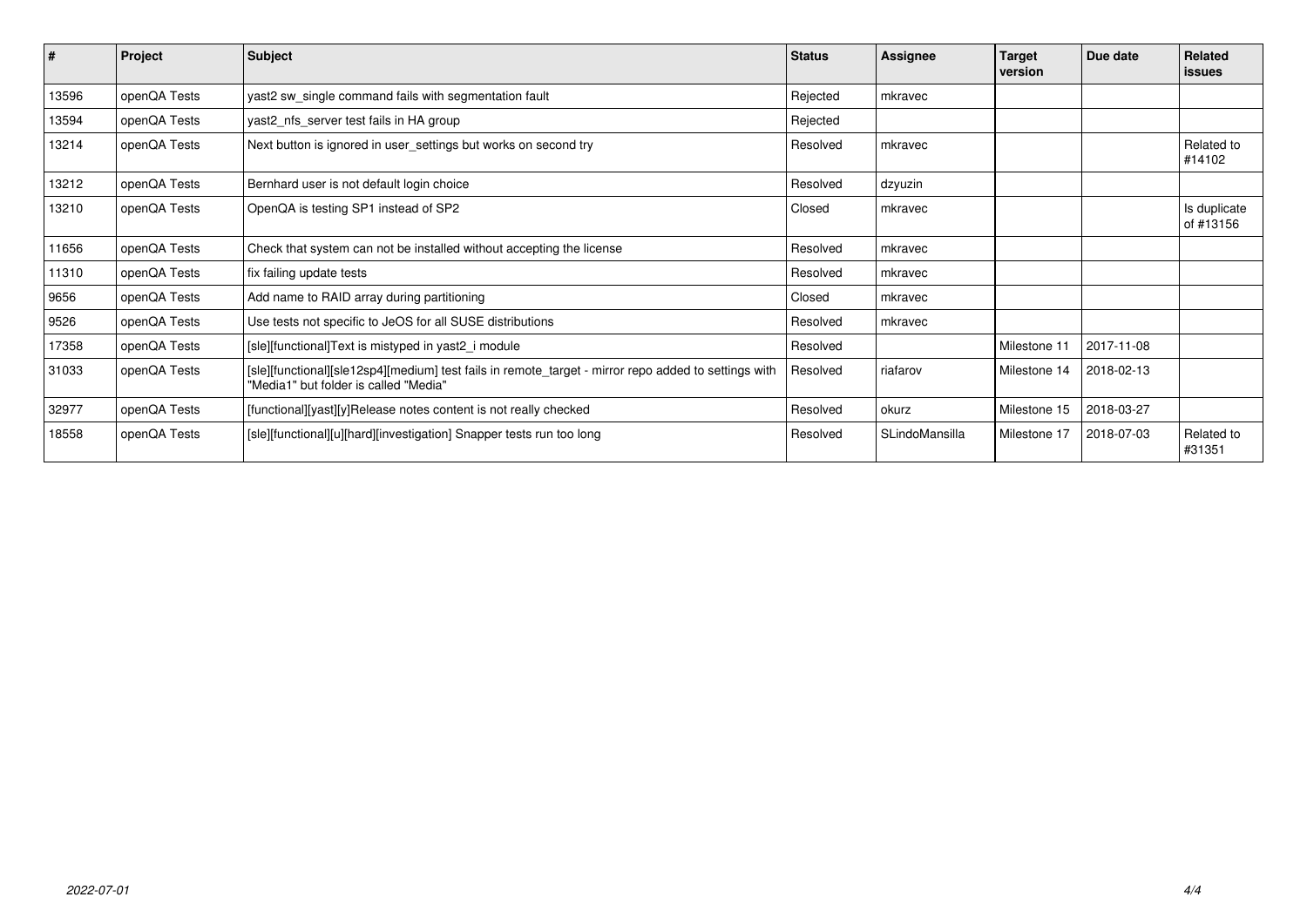| # | Project | Subject | Status | Assignee | Target version | Due date | Related issues |
|---|---|---|---|---|---|---|---|
| 13596 | openQA Tests | yast2 sw_single command fails with segmentation fault | Rejected | mkravec | | | |
| 13594 | openQA Tests | yast2_nfs_server test fails in HA group | Rejected | | | | |
| 13214 | openQA Tests | Next button is ignored in user_settings but works on second try | Resolved | mkravec | | | Related to #14102 |
| 13212 | openQA Tests | Bernhard user is not default login choice | Resolved | dzyuzin | | | |
| 13210 | openQA Tests | OpenQA is testing SP1 instead of SP2 | Closed | mkravec | | | Is duplicate of #13156 |
| 11656 | openQA Tests | Check that system can not be installed without accepting the license | Resolved | mkravec | | | |
| 11310 | openQA Tests | fix failing update tests | Resolved | mkravec | | | |
| 9656 | openQA Tests | Add name to RAID array during partitioning | Closed | mkravec | | | |
| 9526 | openQA Tests | Use tests not specific to JeOS for all SUSE distributions | Resolved | mkravec | | | |
| 17358 | openQA Tests | [sle][functional]Text is mistyped in yast2_i module | Resolved | | Milestone 11 | 2017-11-08 | |
| 31033 | openQA Tests | [sle][functional][sle12sp4][medium] test fails in remote_target - mirror repo added to settings with "Media1" but folder is called "Media" | Resolved | riafarov | Milestone 14 | 2018-02-13 | |
| 32977 | openQA Tests | [functional][yast][y]Release notes content is not really checked | Resolved | okurz | Milestone 15 | 2018-03-27 | |
| 18558 | openQA Tests | [sle][functional][u][hard][investigation] Snapper tests run too long | Resolved | SLindoMansilla | Milestone 17 | 2018-07-03 | Related to #31351 |